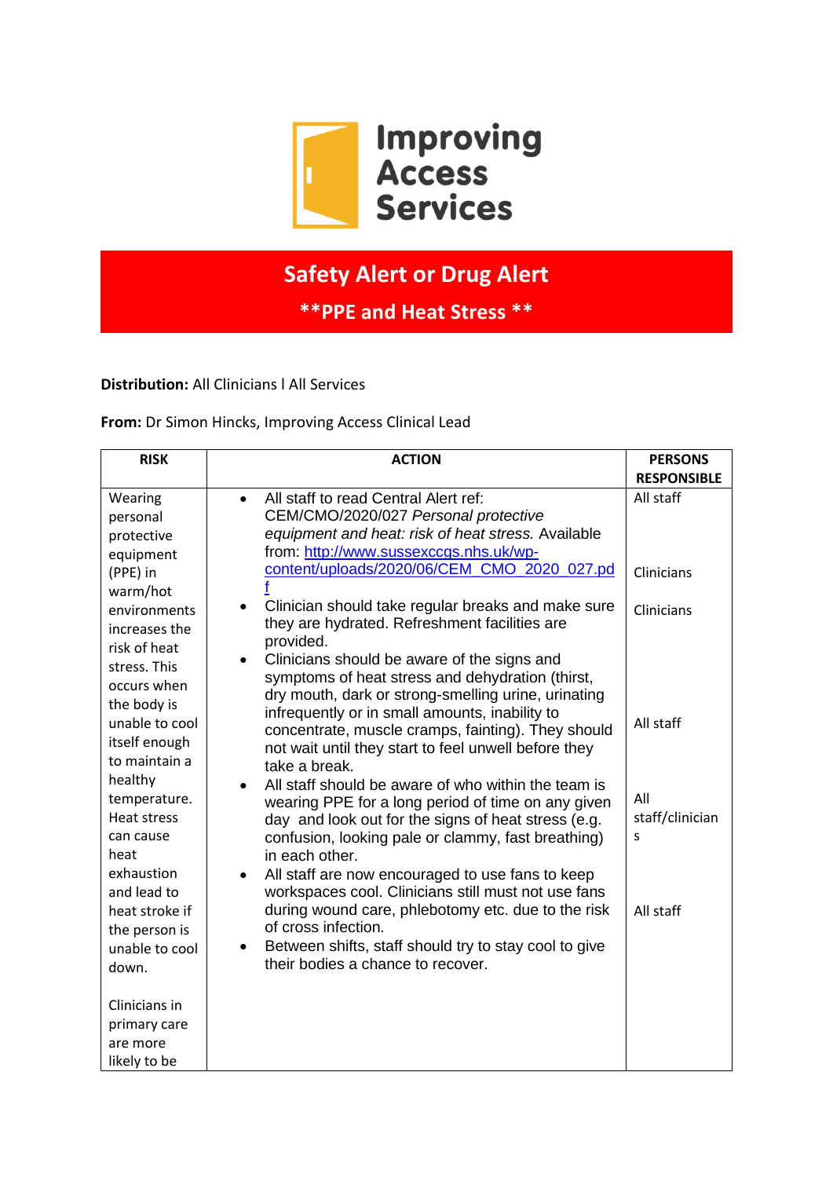# Improving Access Services

## Safety Alert or Drug Alert

### **PPE and Heat Stress **

**Distribution:** All Clinicians l All Services

**From:** Dr Simon Hincks, Improving Access Clinical Lead

| RISK | ACTION | PERSONS RESPONSIBLE |
|---|---|---|
| Wearing personal protective equipment (PPE) in warm/hot environments increases the risk of heat stress. This occurs when the body is unable to cool itself enough to maintain a healthy temperature. Heat stress can cause heat exhaustion and lead to heat stroke if the person is unable to cool down.<br><br>Clinicians in primary care are more likely to be | • All staff to read Central Alert ref: CEM/CMO/2020/027 *Personal protective equipment and heat: risk of heat stress.* Available from: [http://www.sussexccgs.nhs.uk/wp-content/uploads/2020/06/CEM_CMO_2020_027.pdf](http://www.sussexccgs.nhs.uk/wp-content/uploads/2020/06/CEM_CMO_2020_027.pdf) | All staff |
| | • Clinician should take regular breaks and make sure they are hydrated. Refreshment facilities are provided. | Clinicians |
| | • Clinicians should be aware of the signs and symptoms of heat stress and dehydration (thirst, dry mouth, dark or strong-smelling urine, urinating infrequently or in small amounts, inability to concentrate, muscle cramps, fainting). They should not wait until they start to feel unwell before they take a break. | Clinicians |
| | • All staff should be aware of who within the team is wearing PPE for a long period of time on any given day and look out for the signs of heat stress (e.g. confusion, looking pale or clammy, fast breathing) in each other. | All staff |
| | • All staff are now encouraged to use fans to keep workspaces cool. Clinicians still must not use fans during wound care, phlebotomy etc. due to the risk of cross infection. | All staff/clinicians |
| | • Between shifts, staff should try to stay cool to give their bodies a chance to recover. | All staff |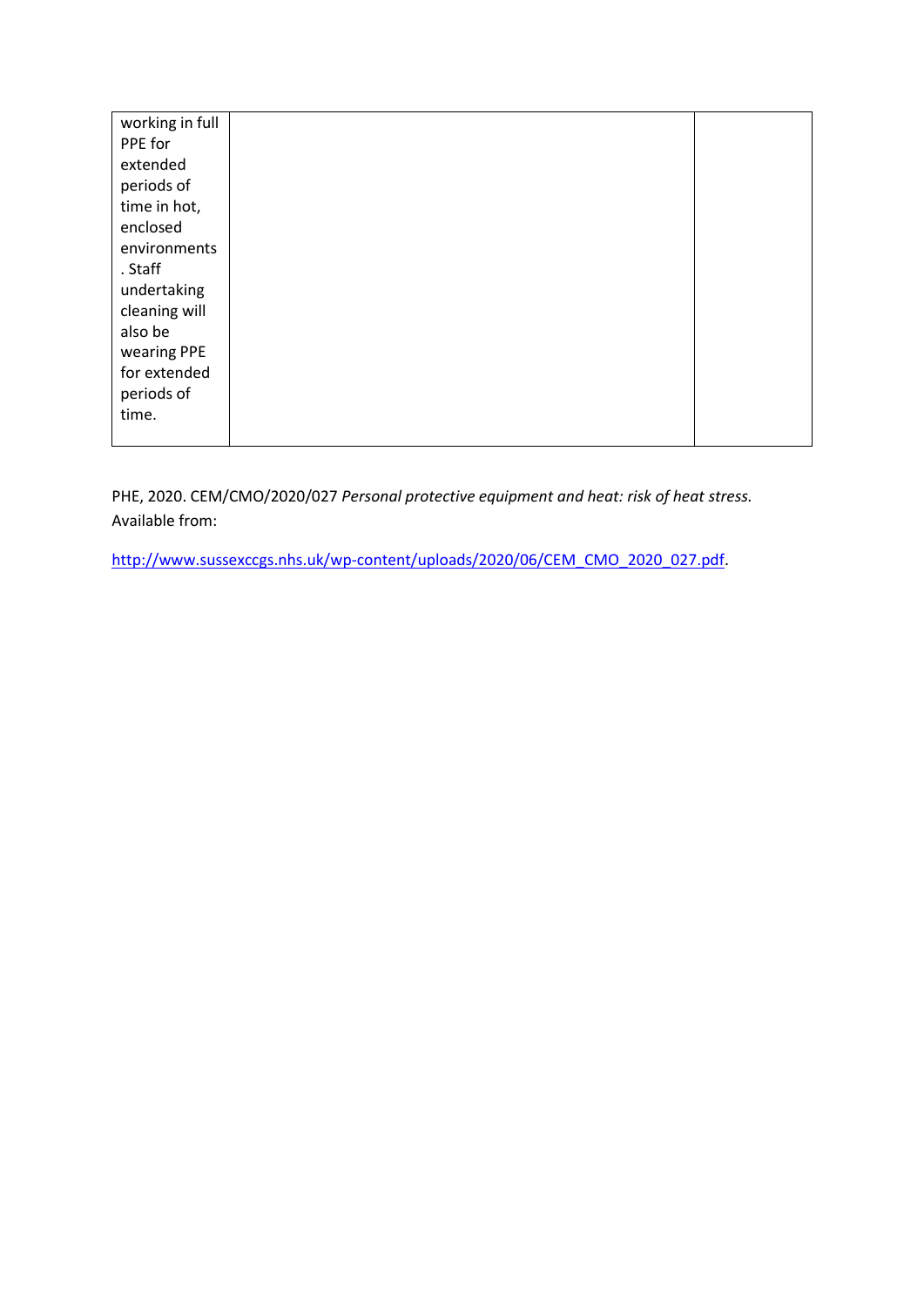| | | |
|---|---|---|
| working in full PPE for extended periods of time in hot, enclosed environments. Staff undertaking cleaning will also be wearing PPE for extended periods of time. | | |

PHE, 2020. CEM/CMO/2020/027 *Personal protective equipment and heat: risk of heat stress.* Available from:

http://www.sussexccgs.nhs.uk/wp-content/uploads/2020/06/CEM_CMO_2020_027.pdf.